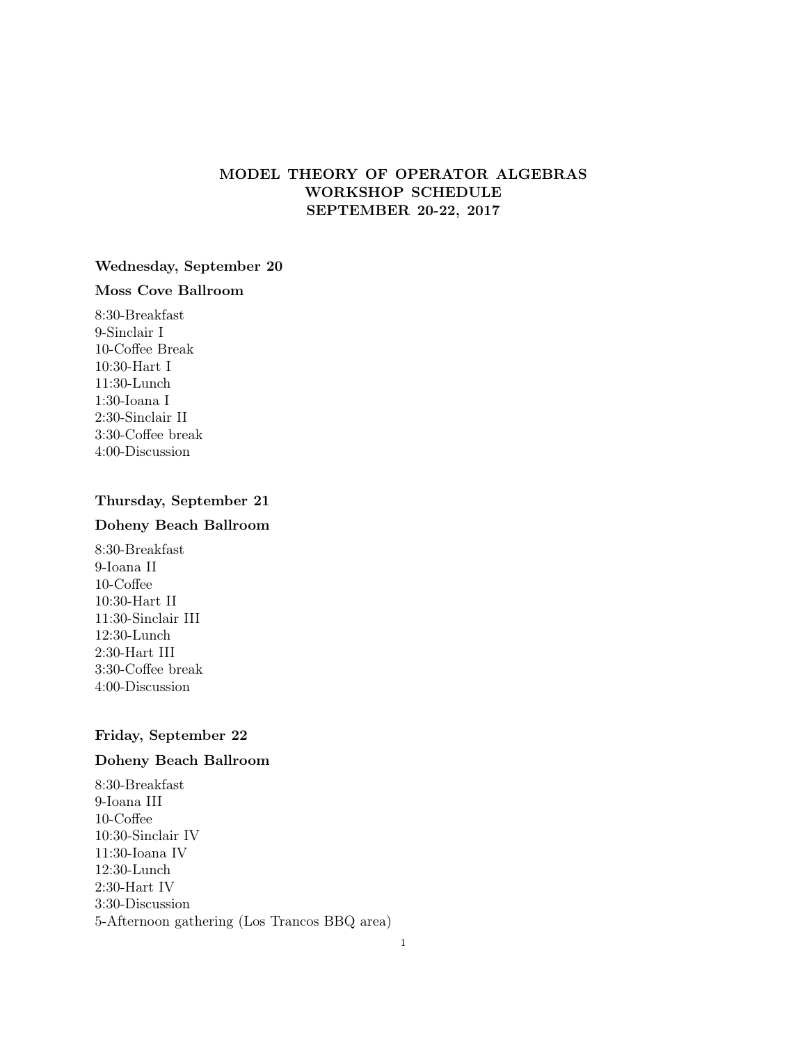# MODEL THEORY OF OPERATOR ALGEBRAS WORKSHOP SCHEDULE SEPTEMBER 20-22, 2017

### Wednesday, September 20

### Moss Cove Ballroom

8:30-Breakfast
9-Sinclair I
10-Coffee Break
10:30-Hart I
11:30-Lunch
1:30-Ioana I
2:30-Sinclair II
3:30-Coffee break
4:00-Discussion

### Thursday, September 21

### Doheny Beach Ballroom

8:30-Breakfast
9-Ioana II
10-Coffee
10:30-Hart II
11:30-Sinclair III
12:30-Lunch
2:30-Hart III
3:30-Coffee break
4:00-Discussion

### Friday, September 22

### Doheny Beach Ballroom

8:30-Breakfast
9-Ioana III
10-Coffee
10:30-Sinclair IV
11:30-Ioana IV
12:30-Lunch
2:30-Hart IV
3:30-Discussion
5-Afternoon gathering (Los Trancos BBQ area)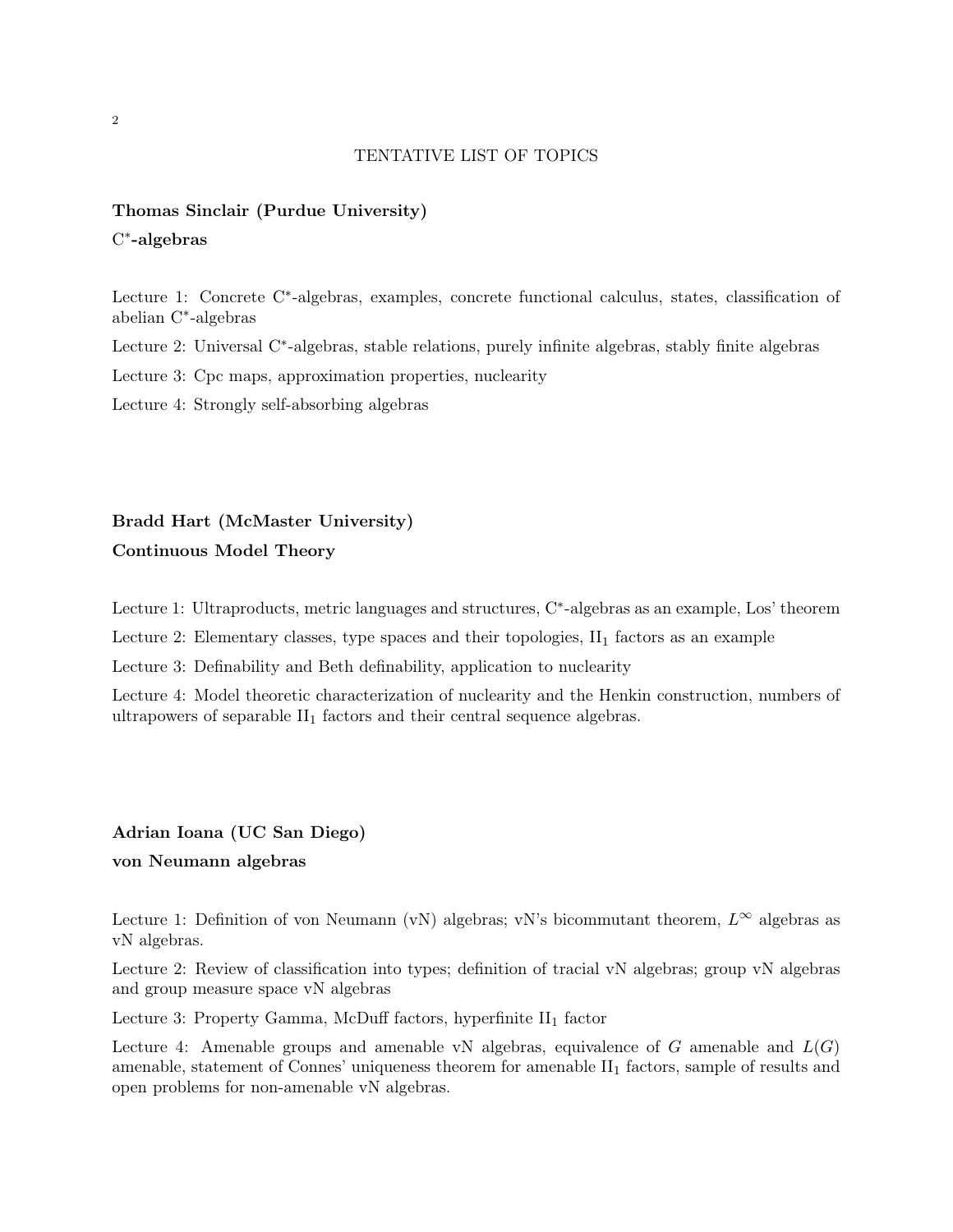# TENTATIVE LIST OF TOPICS

**Thomas Sinclair (Purdue University)**

**C\*-algebras**

Lecture 1: Concrete C\*-algebras, examples, concrete functional calculus, states, classification of abelian C\*-algebras

Lecture 2: Universal C\*-algebras, stable relations, purely infinite algebras, stably finite algebras

Lecture 3: Cpc maps, approximation properties, nuclearity

Lecture 4: Strongly self-absorbing algebras

**Bradd Hart (McMaster University)**

**Continuous Model Theory**

Lecture 1: Ultraproducts, metric languages and structures, C\*-algebras as an example, Los' theorem

Lecture 2: Elementary classes, type spaces and their topologies, $\mathrm{II}_1$ factors as an example

Lecture 3: Definability and Beth definability, application to nuclearity

Lecture 4: Model theoretic characterization of nuclearity and the Henkin construction, numbers of ultrapowers of separable $\mathrm{II}_1$ factors and their central sequence algebras.

**Adrian Ioana (UC San Diego)**

**von Neumann algebras**

Lecture 1: Definition of von Neumann (vN) algebras; vN's bicommutant theorem, $L^\infty$ algebras as vN algebras.

Lecture 2: Review of classification into types; definition of tracial vN algebras; group vN algebras and group measure space vN algebras

Lecture 3: Property Gamma, McDuff factors, hyperfinite $\mathrm{II}_1$ factor

Lecture 4: Amenable groups and amenable vN algebras, equivalence of $G$ amenable and $L(G)$ amenable, statement of Connes' uniqueness theorem for amenable $\mathrm{II}_1$ factors, sample of results and open problems for non-amenable vN algebras.